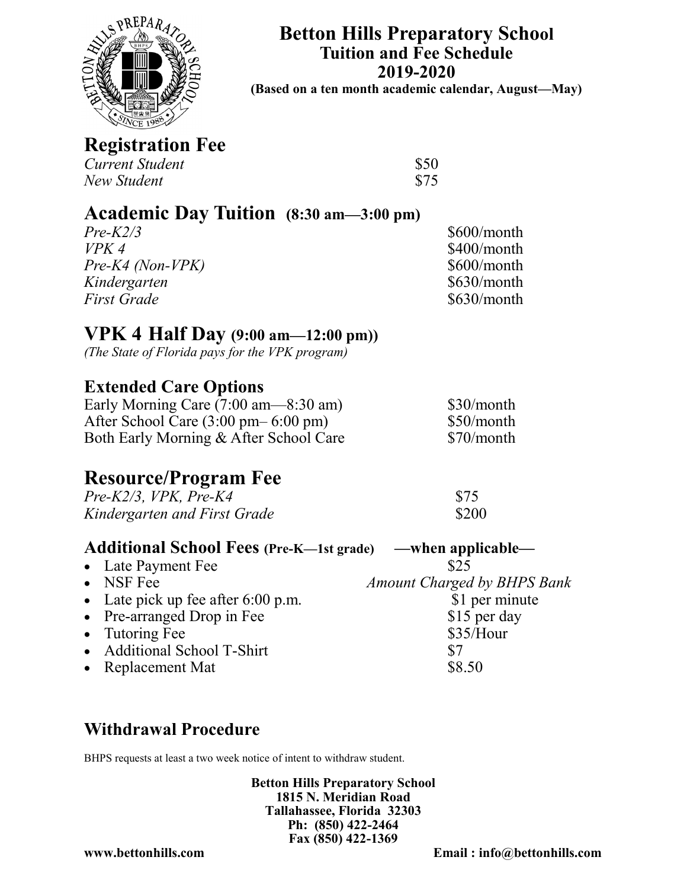# Betton Hills Preparatory School
## Tuition and Fee Schedule
## 2019-2020
**(Based on a ten month academic calendar, August—May)**

## Registration Fee

| | |
|---|---|
| *Current Student* | $50 |
| *New Student* | $75 |

## Academic Day Tuition (8:30 am—3:00 pm)

| | |
|---|---|
| *Pre-K2/3* | $600/month |
| *VPK 4* | $400/month |
| *Pre-K4 (Non-VPK)* | $600/month |
| *Kindergarten* | $630/month |
| *First Grade* | $630/month |

## VPK 4 Half Day (9:00 am—12:00 pm))

*(The State of Florida pays for the VPK program)*

### Extended Care Options

| | |
|---|---|
| Early Morning Care (7:00 am—8:30 am) | $30/month |
| After School Care (3:00 pm– 6:00 pm) | $50/month |
| Both Early Morning & After School Care | $70/month |

## Resource/Program Fee

| | |
|---|---|
| *Pre-K2/3, VPK, Pre-K4* | $75 |
| *Kindergarten and First Grade* | $200 |

### Additional School Fees (Pre-K—1st grade) —when applicable—

- Late Payment Fee — $25
- NSF Fee — *Amount Charged by BHPS Bank*
- Late pick up fee after 6:00 p.m. — $1 per minute
- Pre-arranged Drop in Fee — $15 per day
- Tutoring Fee — $35/Hour
- Additional School T-Shirt — $7
- Replacement Mat — $8.50

### Withdrawal Procedure

BHPS requests at least a two week notice of intent to withdraw student.

**Betton Hills Preparatory School**
**1815 N. Meridian Road**
**Tallahassee, Florida 32303**
**Ph: (850) 422-2464**
**Fax (850) 422-1369**

**www.bettonhills.com** **Email : info@bettonhills.com**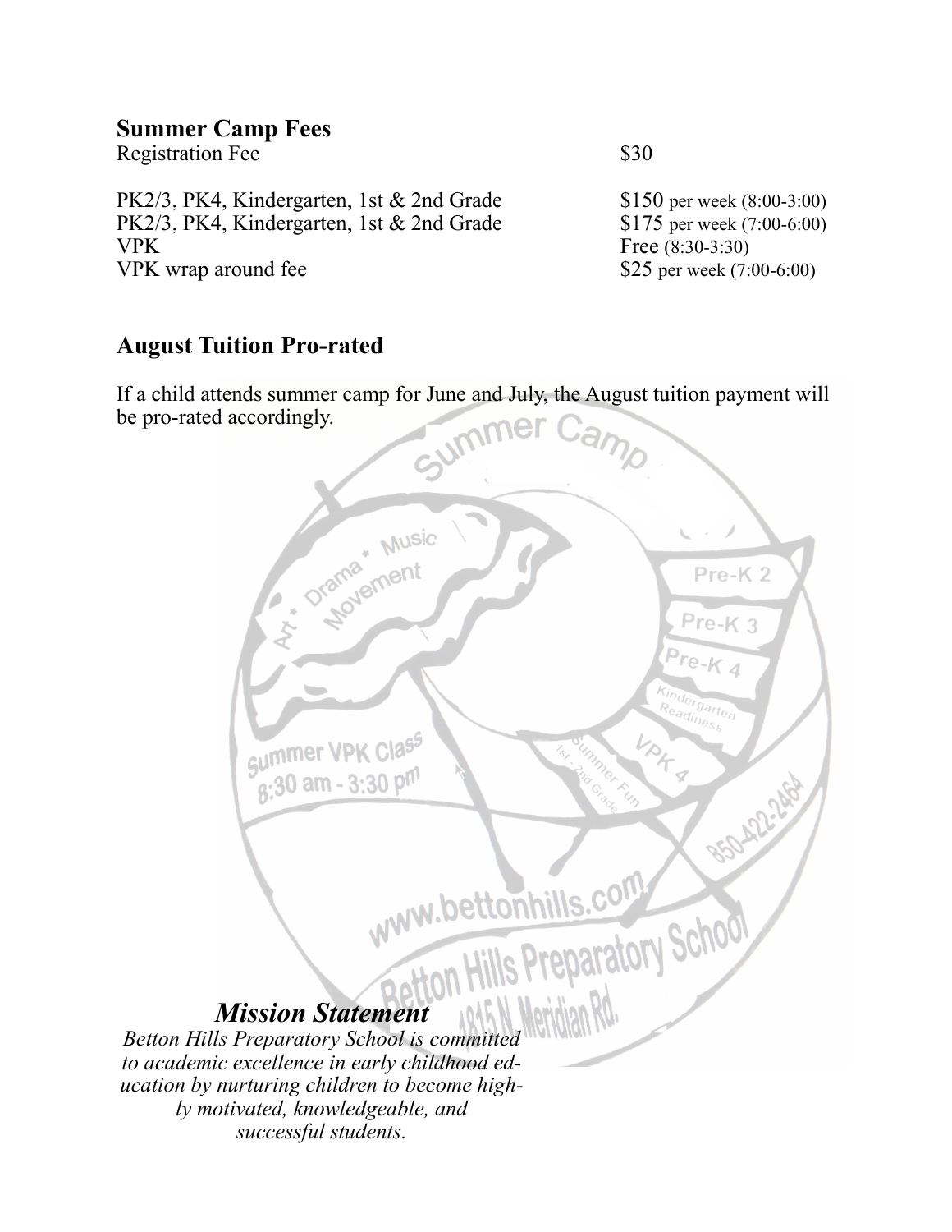## Summer Camp Fees

| | |
|---|---|
| Registration Fee | $30 |
| PK2/3, PK4, Kindergarten, 1st & 2nd Grade | $150 per week (8:00-3:00) |
| PK2/3, PK4, Kindergarten, 1st & 2nd Grade | $175 per week (7:00-6:00) |
| VPK | Free (8:30-3:30) |
| VPK wrap around fee | $25 per week (7:00-6:00) |

## August Tuition Pro-rated

If a child attends summer camp for June and July, the August tuition payment will be pro-rated accordingly.

Summer Camp

Art * Drama * Music Movement

Pre-K 2

Pre-K 3

Pre-K 4

Kindergarten Readiness

VPK 4

Summer Fun 1st - 2nd Grade

Summer VPK Class 8:30 am - 3:30 pm

850-422-2464

www.bettonhills.com

Betton Hills Preparatory School

1815 N. Meridian Rd.

### *Mission Statement*

*Betton Hills Preparatory School is committed to academic excellence in early childhood education by nurturing children to become highly motivated, knowledgeable, and successful students.*